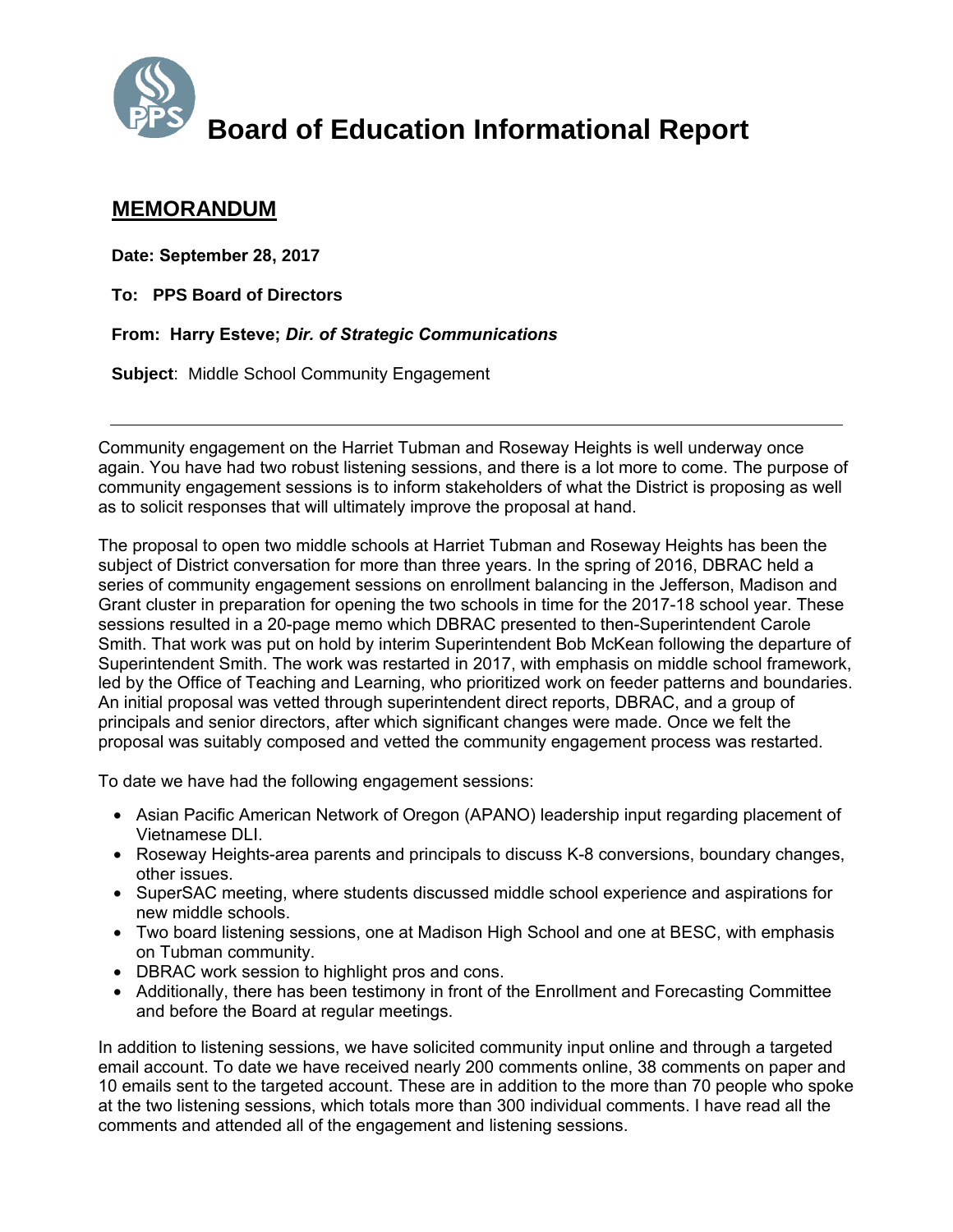# Board of Education Informational Report

## MEMORANDUM

**Date: September 28, 2017**

**To: PPS Board of Directors**

**From: Harry Esteve; *Dir. of Strategic Communications***

**Subject**: Middle School Community Engagement

---

Community engagement on the Harriet Tubman and Roseway Heights is well underway once again. You have had two robust listening sessions, and there is a lot more to come. The purpose of community engagement sessions is to inform stakeholders of what the District is proposing as well as to solicit responses that will ultimately improve the proposal at hand.

The proposal to open two middle schools at Harriet Tubman and Roseway Heights has been the subject of District conversation for more than three years. In the spring of 2016, DBRAC held a series of community engagement sessions on enrollment balancing in the Jefferson, Madison and Grant cluster in preparation for opening the two schools in time for the 2017-18 school year. These sessions resulted in a 20-page memo which DBRAC presented to then-Superintendent Carole Smith. That work was put on hold by interim Superintendent Bob McKean following the departure of Superintendent Smith. The work was restarted in 2017, with emphasis on middle school framework, led by the Office of Teaching and Learning, who prioritized work on feeder patterns and boundaries. An initial proposal was vetted through superintendent direct reports, DBRAC, and a group of principals and senior directors, after which significant changes were made. Once we felt the proposal was suitably composed and vetted the community engagement process was restarted.

To date we have had the following engagement sessions:

- Asian Pacific American Network of Oregon (APANO) leadership input regarding placement of Vietnamese DLI.
- Roseway Heights-area parents and principals to discuss K-8 conversions, boundary changes, other issues.
- SuperSAC meeting, where students discussed middle school experience and aspirations for new middle schools.
- Two board listening sessions, one at Madison High School and one at BESC, with emphasis on Tubman community.
- DBRAC work session to highlight pros and cons.
- Additionally, there has been testimony in front of the Enrollment and Forecasting Committee and before the Board at regular meetings.

In addition to listening sessions, we have solicited community input online and through a targeted email account. To date we have received nearly 200 comments online, 38 comments on paper and 10 emails sent to the targeted account. These are in addition to the more than 70 people who spoke at the two listening sessions, which totals more than 300 individual comments. I have read all the comments and attended all of the engagement and listening sessions.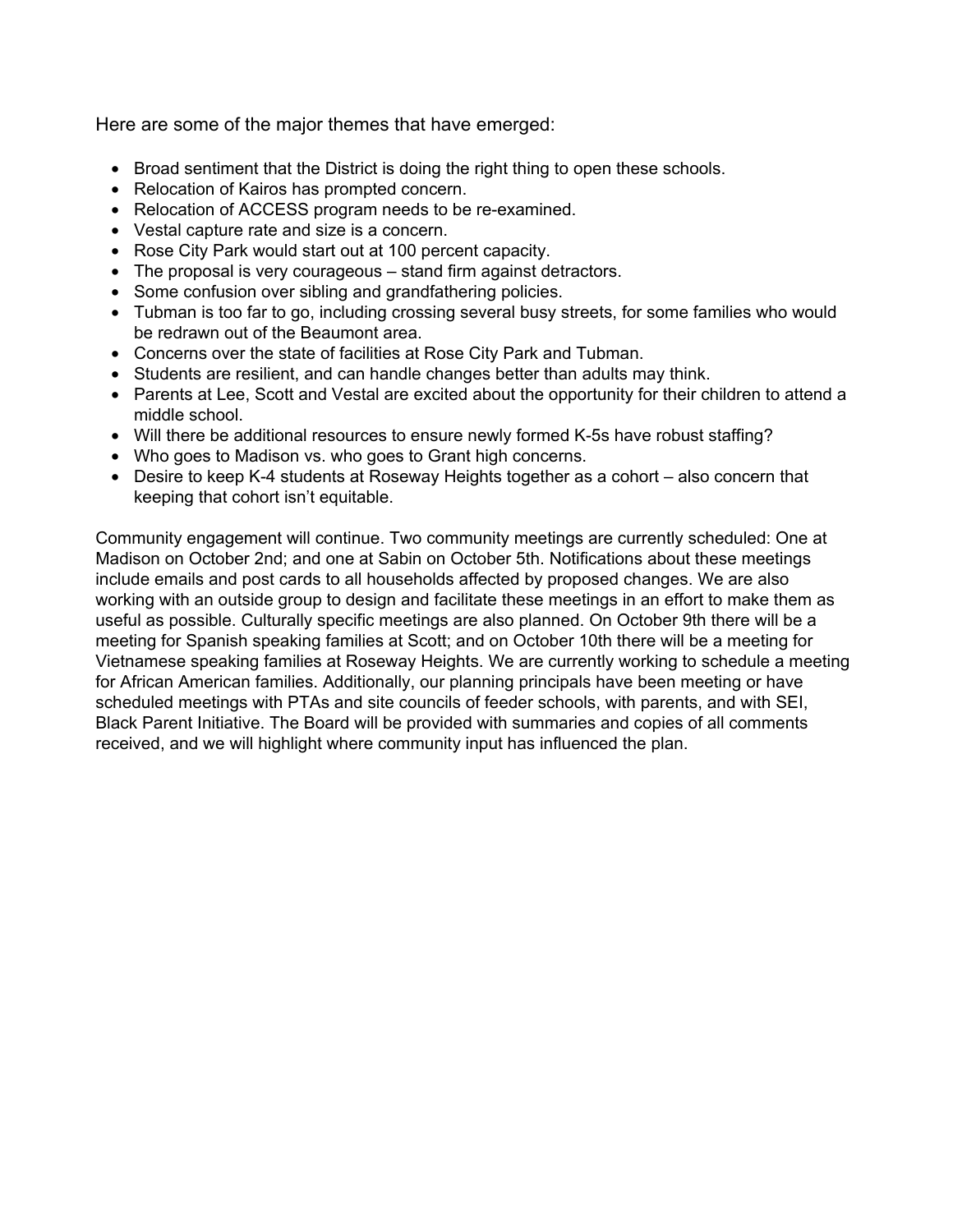Here are some of the major themes that have emerged:

- Broad sentiment that the District is doing the right thing to open these schools.
- Relocation of Kairos has prompted concern.
- Relocation of ACCESS program needs to be re-examined.
- Vestal capture rate and size is a concern.
- Rose City Park would start out at 100 percent capacity.
- The proposal is very courageous – stand firm against detractors.
- Some confusion over sibling and grandfathering policies.
- Tubman is too far to go, including crossing several busy streets, for some families who would be redrawn out of the Beaumont area.
- Concerns over the state of facilities at Rose City Park and Tubman.
- Students are resilient, and can handle changes better than adults may think.
- Parents at Lee, Scott and Vestal are excited about the opportunity for their children to attend a middle school.
- Will there be additional resources to ensure newly formed K-5s have robust staffing?
- Who goes to Madison vs. who goes to Grant high concerns.
- Desire to keep K-4 students at Roseway Heights together as a cohort – also concern that keeping that cohort isn't equitable.

Community engagement will continue. Two community meetings are currently scheduled: One at Madison on October 2nd; and one at Sabin on October 5th. Notifications about these meetings include emails and post cards to all households affected by proposed changes. We are also working with an outside group to design and facilitate these meetings in an effort to make them as useful as possible. Culturally specific meetings are also planned. On October 9th there will be a meeting for Spanish speaking families at Scott; and on October 10th there will be a meeting for Vietnamese speaking families at Roseway Heights. We are currently working to schedule a meeting for African American families. Additionally, our planning principals have been meeting or have scheduled meetings with PTAs and site councils of feeder schools, with parents, and with SEI, Black Parent Initiative. The Board will be provided with summaries and copies of all comments received, and we will highlight where community input has influenced the plan.